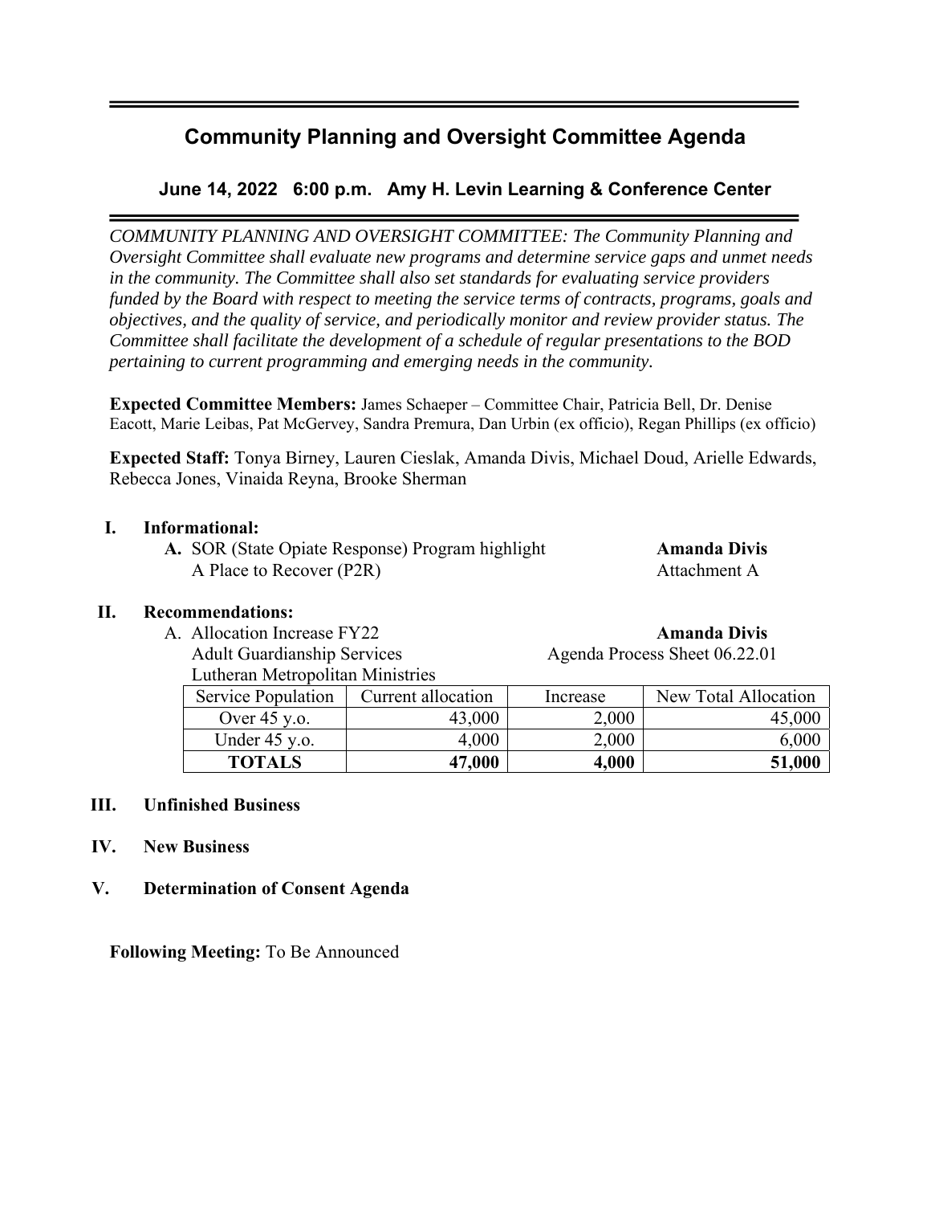# Community Planning and Oversight Committee Agenda

## June 14, 2022 6:00 p.m. Amy H. Levin Learning & Conference Center

*COMMUNITY PLANNING AND OVERSIGHT COMMITTEE: The Community Planning and Oversight Committee shall evaluate new programs and determine service gaps and unmet needs in the community. The Committee shall also set standards for evaluating service providers funded by the Board with respect to meeting the service terms of contracts, programs, goals and objectives, and the quality of service, and periodically monitor and review provider status. The Committee shall facilitate the development of a schedule of regular presentations to the BOD pertaining to current programming and emerging needs in the community.*

**Expected Committee Members:** James Schaeper – Committee Chair, Patricia Bell, Dr. Denise Eacott, Marie Leibas, Pat McGervey, Sandra Premura, Dan Urbin (ex officio), Regan Phillips (ex officio)

**Expected Staff:** Tonya Birney, Lauren Cieslak, Amanda Divis, Michael Doud, Arielle Edwards, Rebecca Jones, Vinaida Reyna, Brooke Sherman

**I. Informational:**

**A.** SOR (State Opiate Response) Program highlight — **Amanda Divis**
A Place to Recover (P2R) — Attachment A

**II. Recommendations:**

A. Allocation Increase FY22 — **Amanda Divis**
Adult Guardianship Services — Agenda Process Sheet 06.22.01
Lutheran Metropolitan Ministries

| Service Population | Current allocation | Increase | New Total Allocation |
|---|---|---|---|
| Over 45 y.o. | 43,000 | 2,000 | 45,000 |
| Under 45 y.o. | 4,000 | 2,000 | 6,000 |
| **TOTALS** | **47,000** | **4,000** | **51,000** |

**III. Unfinished Business**

**IV. New Business**

**V. Determination of Consent Agenda**

**Following Meeting:** To Be Announced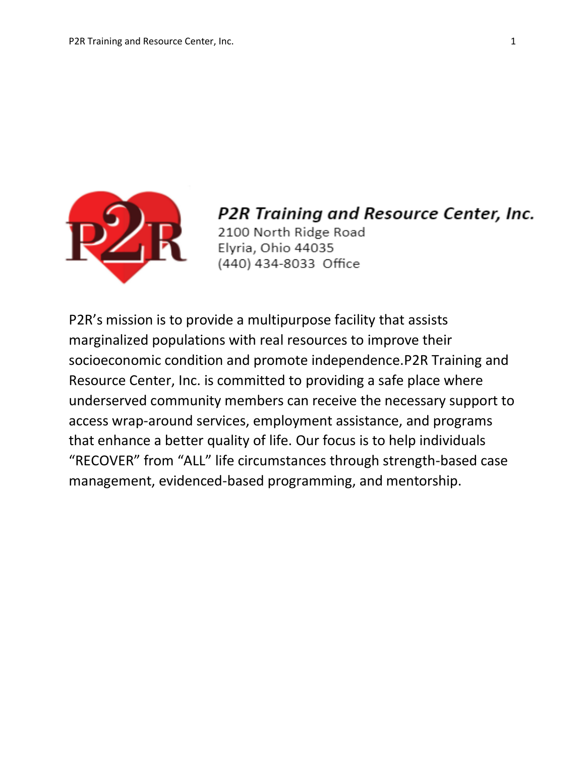**_P2R Training and Resource Center, Inc._**

2100 North Ridge Road
Elyria, Ohio 44035
(440) 434-8033 Office

P2R's mission is to provide a multipurpose facility that assists marginalized populations with real resources to improve their socioeconomic condition and promote independence.P2R Training and Resource Center, Inc. is committed to providing a safe place where underserved community members can receive the necessary support to access wrap-around services, employment assistance, and programs that enhance a better quality of life. Our focus is to help individuals "RECOVER" from "ALL" life circumstances through strength-based case management, evidenced-based programming, and mentorship.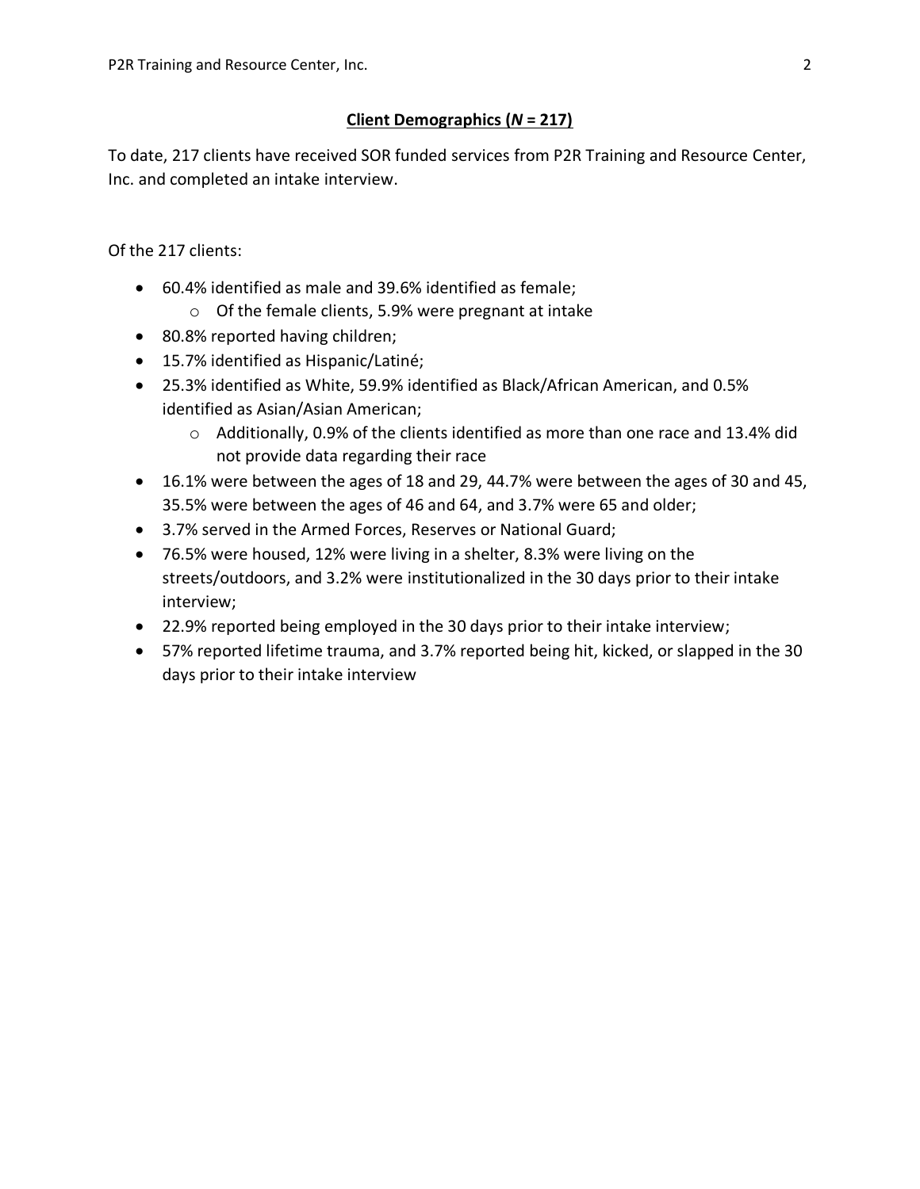## **Client Demographics (*N* = 217)**

To date, 217 clients have received SOR funded services from P2R Training and Resource Center, Inc. and completed an intake interview.

Of the 217 clients:

- 60.4% identified as male and 39.6% identified as female;
  - Of the female clients, 5.9% were pregnant at intake
- 80.8% reported having children;
- 15.7% identified as Hispanic/Latiné;
- 25.3% identified as White, 59.9% identified as Black/African American, and 0.5% identified as Asian/Asian American;
  - Additionally, 0.9% of the clients identified as more than one race and 13.4% did not provide data regarding their race
- 16.1% were between the ages of 18 and 29, 44.7% were between the ages of 30 and 45, 35.5% were between the ages of 46 and 64, and 3.7% were 65 and older;
- 3.7% served in the Armed Forces, Reserves or National Guard;
- 76.5% were housed, 12% were living in a shelter, 8.3% were living on the streets/outdoors, and 3.2% were institutionalized in the 30 days prior to their intake interview;
- 22.9% reported being employed in the 30 days prior to their intake interview;
- 57% reported lifetime trauma, and 3.7% reported being hit, kicked, or slapped in the 30 days prior to their intake interview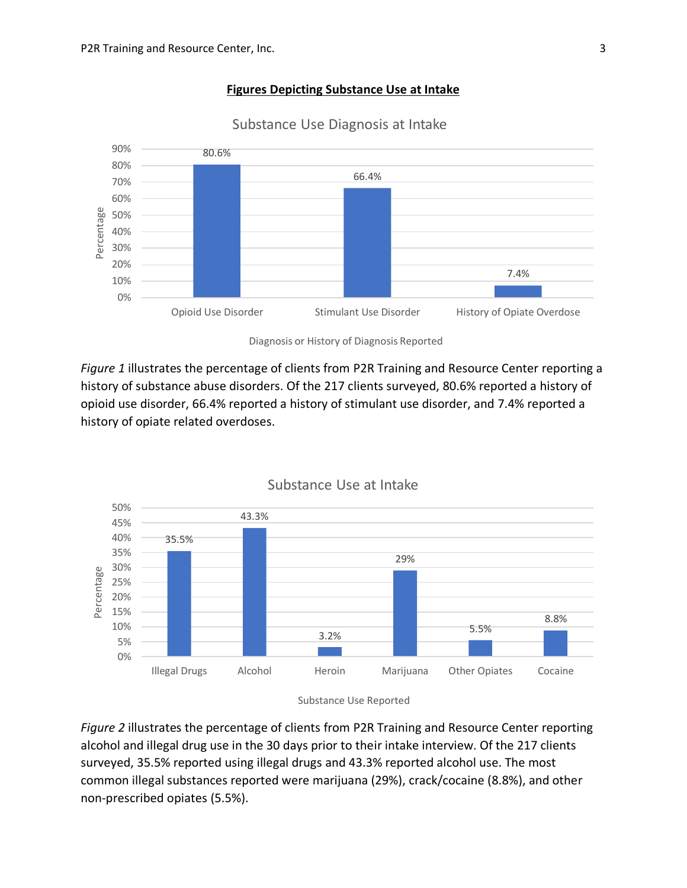**Figures Depicting Substance Use at Intake**

Substance Use Diagnosis at Intake

| Diagnosis or History of Diagnosis Reported | Percentage |
| --- | --- |
| Opioid Use Disorder | 80.6% |
| Stimulant Use Disorder | 66.4% |
| History of Opiate Overdose | 7.4% |

*Figure 1* illustrates the percentage of clients from P2R Training and Resource Center reporting a history of substance abuse disorders. Of the 217 clients surveyed, 80.6% reported a history of opioid use disorder, 66.4% reported a history of stimulant use disorder, and 7.4% reported a history of opiate related overdoses.

Substance Use at Intake

| Substance Use Reported | Percentage |
| --- | --- |
| Illegal Drugs | 35.5% |
| Alcohol | 43.3% |
| Heroin | 3.2% |
| Marijuana | 29% |
| Other Opiates | 5.5% |
| Cocaine | 8.8% |

*Figure 2* illustrates the percentage of clients from P2R Training and Resource Center reporting alcohol and illegal drug use in the 30 days prior to their intake interview. Of the 217 clients surveyed, 35.5% reported using illegal drugs and 43.3% reported alcohol use. The most common illegal substances reported were marijuana (29%), crack/cocaine (8.8%), and other non-prescribed opiates (5.5%).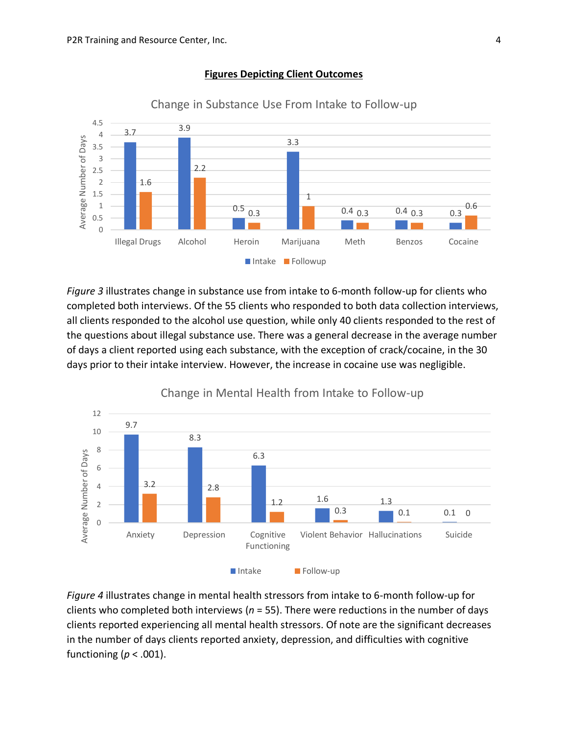**Figures Depicting Client Outcomes**

Change in Substance Use From Intake to Follow-up

| | Intake | Followup |
|---|---|---|
| Illegal Drugs | 3.7 | 1.6 |
| Alcohol | 3.9 | 2.2 |
| Heroin | 0.5 | 0.3 |
| Marijuana | 3.3 | 1 |
| Meth | 0.4 | 0.3 |
| Benzos | 0.4 | 0.3 |
| Cocaine | 0.3 | 0.6 |

*Figure 3* illustrates change in substance use from intake to 6-month follow-up for clients who completed both interviews. Of the 55 clients who responded to both data collection interviews, all clients responded to the alcohol use question, while only 40 clients responded to the rest of the questions about illegal substance use. There was a general decrease in the average number of days a client reported using each substance, with the exception of crack/cocaine, in the 30 days prior to their intake interview. However, the increase in cocaine use was negligible.

Change in Mental Health from Intake to Follow-up

| | Intake | Follow-up |
|---|---|---|
| Anxiety | 9.7 | 3.2 |
| Depression | 8.3 | 2.8 |
| Cognitive Functioning | 6.3 | 1.2 |
| Violent Behavior | 1.6 | 0.3 |
| Hallucinations | 1.3 | 0.1 |
| Suicide | 0.1 | 0 |

*Figure 4* illustrates change in mental health stressors from intake to 6-month follow-up for clients who completed both interviews ($n$ = 55). There were reductions in the number of days clients reported experiencing all mental health stressors. Of note are the significant decreases in the number of days clients reported anxiety, depression, and difficulties with cognitive functioning ($p < .001$).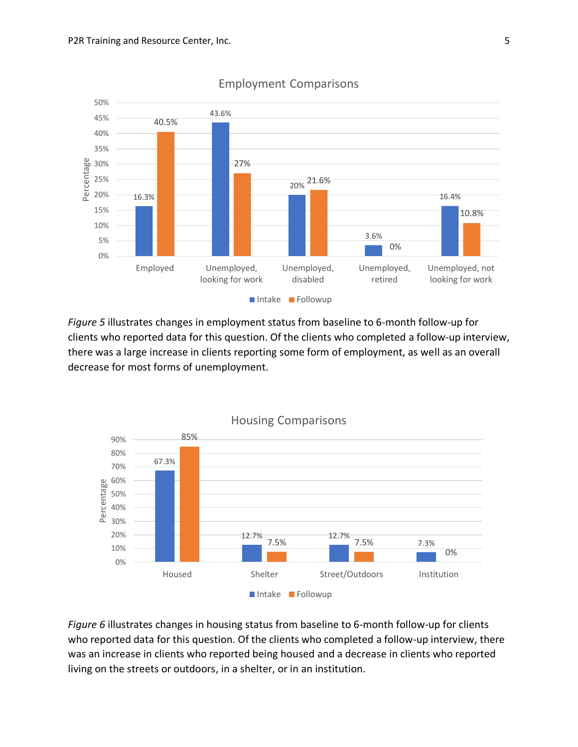*Figure 5* illustrates changes in employment status from baseline to 6-month follow-up for clients who reported data for this question. Of the clients who completed a follow-up interview, there was a large increase in clients reporting some form of employment, as well as an overall decrease for most forms of unemployment.

*Figure 6* illustrates changes in housing status from baseline to 6-month follow-up for clients who reported data for this question. Of the clients who completed a follow-up interview, there was an increase in clients who reported being housed and a decrease in clients who reported living on the streets or outdoors, in a shelter, or in an institution.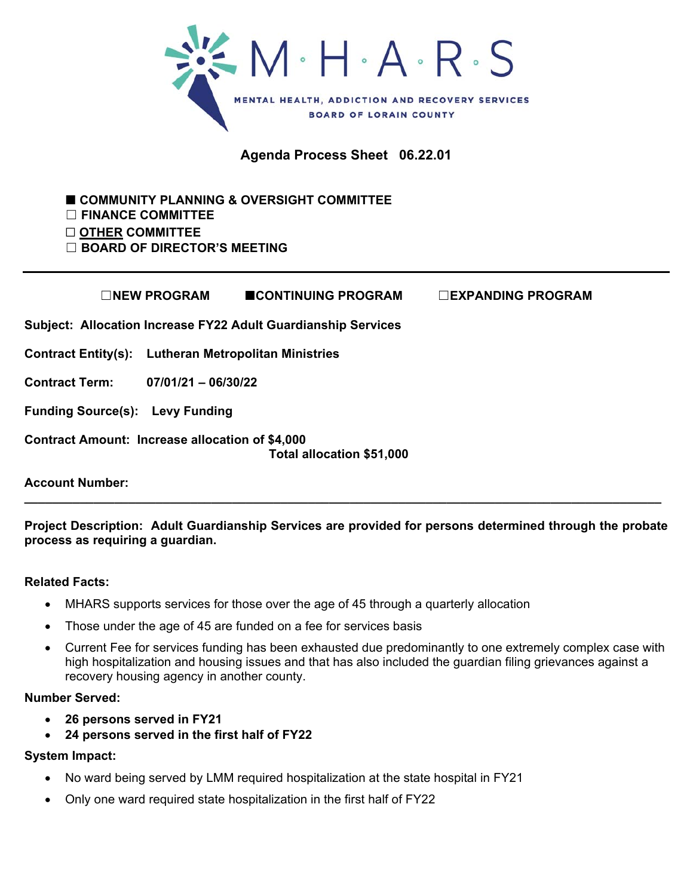M·H·A·R·S

MENTAL HEALTH, ADDICTION AND RECOVERY SERVICES
BOARD OF LORAIN COUNTY

**Agenda Process Sheet 06.22.01**

■ **COMMUNITY PLANNING & OVERSIGHT COMMITTEE**
☐ **FINANCE COMMITTEE**
☐ **OTHER COMMITTEE**
☐ **BOARD OF DIRECTOR'S MEETING**

---

☐**NEW PROGRAM** ■**CONTINUING PROGRAM** ☐**EXPANDING PROGRAM**

**Subject: Allocation Increase FY22 Adult Guardianship Services**

**Contract Entity(s): Lutheran Metropolitan Ministries**

**Contract Term: 07/01/21 – 06/30/22**

**Funding Source(s): Levy Funding**

**Contract Amount: Increase allocation of $4,000**
**Total allocation $51,000**

**Account Number:**

---

**Project Description: Adult Guardianship Services are provided for persons determined through the probate process as requiring a guardian.**

**Related Facts:**

- MHARS supports services for those over the age of 45 through a quarterly allocation
- Those under the age of 45 are funded on a fee for services basis
- Current Fee for services funding has been exhausted due predominantly to one extremely complex case with high hospitalization and housing issues and that has also included the guardian filing grievances against a recovery housing agency in another county.

**Number Served:**

- **26 persons served in FY21**
- **24 persons served in the first half of FY22**

**System Impact:**

- No ward being served by LMM required hospitalization at the state hospital in FY21
- Only one ward required state hospitalization in the first half of FY22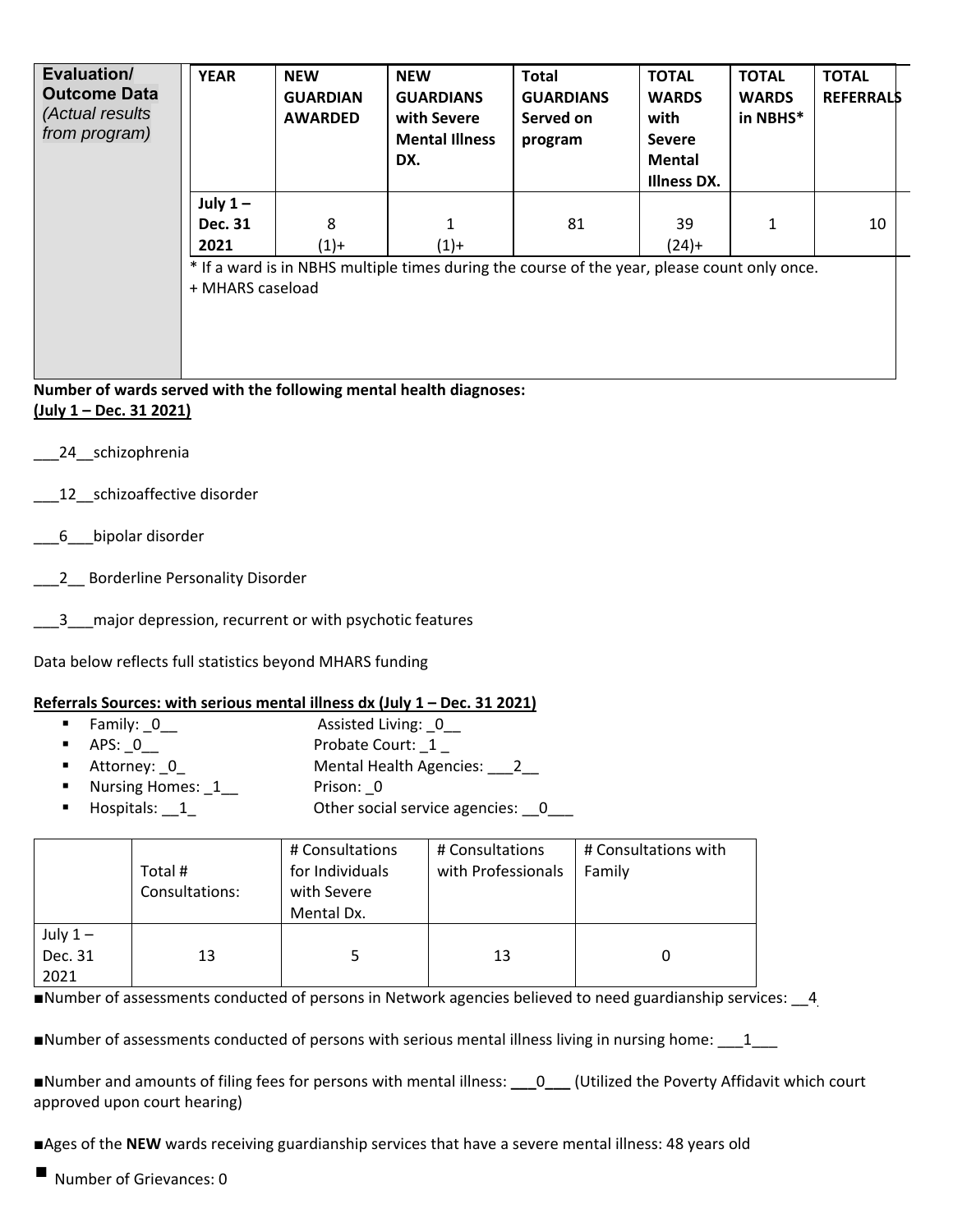| Evaluation/ Outcome Data *(Actual results from program)* | YEAR | NEW GUARDIAN AWARDED | NEW GUARDIANS with Severe Mental Illness DX. | Total GUARDIANS Served on program | TOTAL WARDS with Severe Mental Illness DX. | TOTAL WARDS in NBHS* | TOTAL REFERRALS |
|---|---|---|---|---|---|---|---|
| | July 1 – Dec. 31 2021 | 8 (1)+ | 1 (1)+ | 81 | 39 (24)+ | 1 | 10 |

* If a ward is in NBHS multiple times during the course of the year, please count only once.
+ MHARS caseload

**Number of wards served with the following mental health diagnoses:**
**(July 1 – Dec. 31 2021)**

___24__schizophrenia

___12__schizoaffective disorder

___6___bipolar disorder

___2__ Borderline Personality Disorder

___3___major depression, recurrent or with psychotic features

Data below reflects full statistics beyond MHARS funding

**Referrals Sources: with serious mental illness dx (July 1 – Dec. 31 2021)**

- Family: _0__
- APS: _0__
- Attorney: _0_
- Nursing Homes: _1__
- Hospitals: __1_
- Assisted Living: _0__
- Probate Court: _1 _
- Mental Health Agencies: ___2__
- Prison: _0
- Other social service agencies: __0___

| | Total # Consultations: | # Consultations for Individuals with Severe Mental Dx. | # Consultations with Professionals | # Consultations with Family |
|---|---|---|---|---|
| July 1 – Dec. 31 2021 | 13 | 5 | 13 | 0 |

■Number of assessments conducted of persons in Network agencies believed to need guardianship services: __4

■Number of assessments conducted of persons with serious mental illness living in nursing home: ___1___

■Number and amounts of filing fees for persons with mental illness: ___0___ (Utilized the Poverty Affidavit which court approved upon court hearing)

■Ages of the **NEW** wards receiving guardianship services that have a severe mental illness: 48 years old

■ Number of Grievances: 0